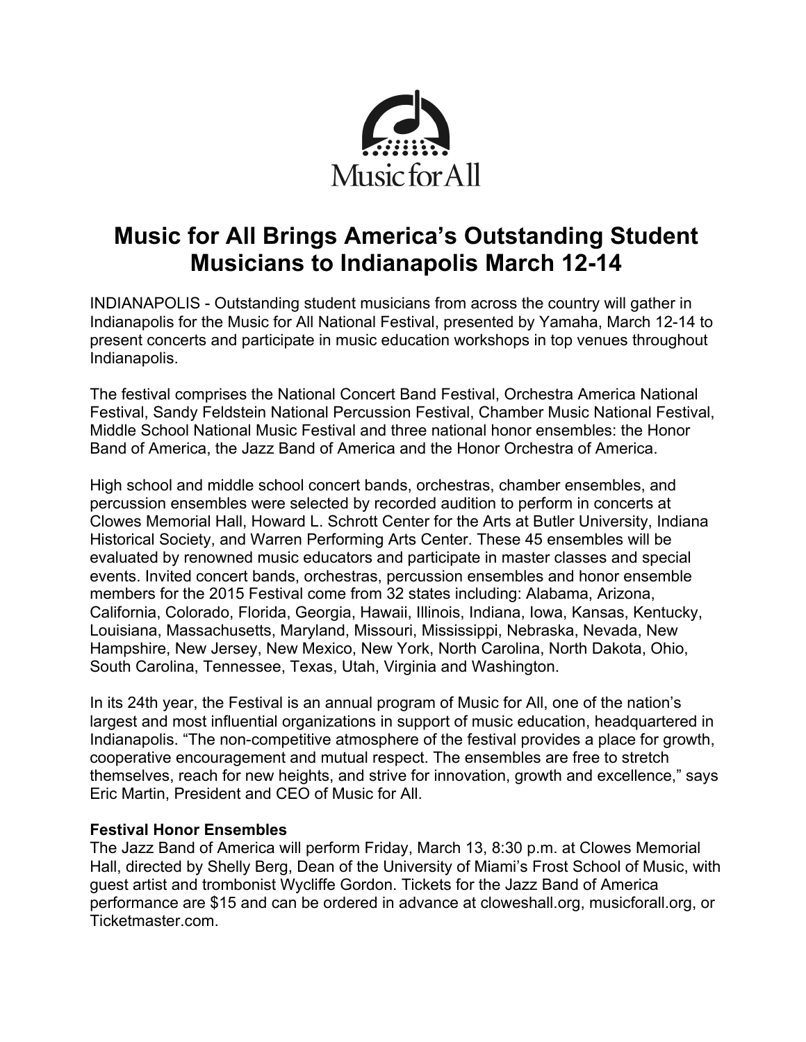Music for All

# Music for All Brings America's Outstanding Student Musicians to Indianapolis March 12-14

INDIANAPOLIS - Outstanding student musicians from across the country will gather in Indianapolis for the Music for All National Festival, presented by Yamaha, March 12-14 to present concerts and participate in music education workshops in top venues throughout Indianapolis.

The festival comprises the National Concert Band Festival, Orchestra America National Festival, Sandy Feldstein National Percussion Festival, Chamber Music National Festival, Middle School National Music Festival and three national honor ensembles: the Honor Band of America, the Jazz Band of America and the Honor Orchestra of America.

High school and middle school concert bands, orchestras, chamber ensembles, and percussion ensembles were selected by recorded audition to perform in concerts at Clowes Memorial Hall, Howard L. Schrott Center for the Arts at Butler University, Indiana Historical Society, and Warren Performing Arts Center. These 45 ensembles will be evaluated by renowned music educators and participate in master classes and special events. Invited concert bands, orchestras, percussion ensembles and honor ensemble members for the 2015 Festival come from 32 states including: Alabama, Arizona, California, Colorado, Florida, Georgia, Hawaii, Illinois, Indiana, Iowa, Kansas, Kentucky, Louisiana, Massachusetts, Maryland, Missouri, Mississippi, Nebraska, Nevada, New Hampshire, New Jersey, New Mexico, New York, North Carolina, North Dakota, Ohio, South Carolina, Tennessee, Texas, Utah, Virginia and Washington.

In its 24th year, the Festival is an annual program of Music for All, one of the nation's largest and most influential organizations in support of music education, headquartered in Indianapolis. "The non-competitive atmosphere of the festival provides a place for growth, cooperative encouragement and mutual respect. The ensembles are free to stretch themselves, reach for new heights, and strive for innovation, growth and excellence," says Eric Martin, President and CEO of Music for All.

**Festival Honor Ensembles**

The Jazz Band of America will perform Friday, March 13, 8:30 p.m. at Clowes Memorial Hall, directed by Shelly Berg, Dean of the University of Miami's Frost School of Music, with guest artist and trombonist Wycliffe Gordon. Tickets for the Jazz Band of America performance are $15 and can be ordered in advance at cloweshall.org, musicforall.org, or Ticketmaster.com.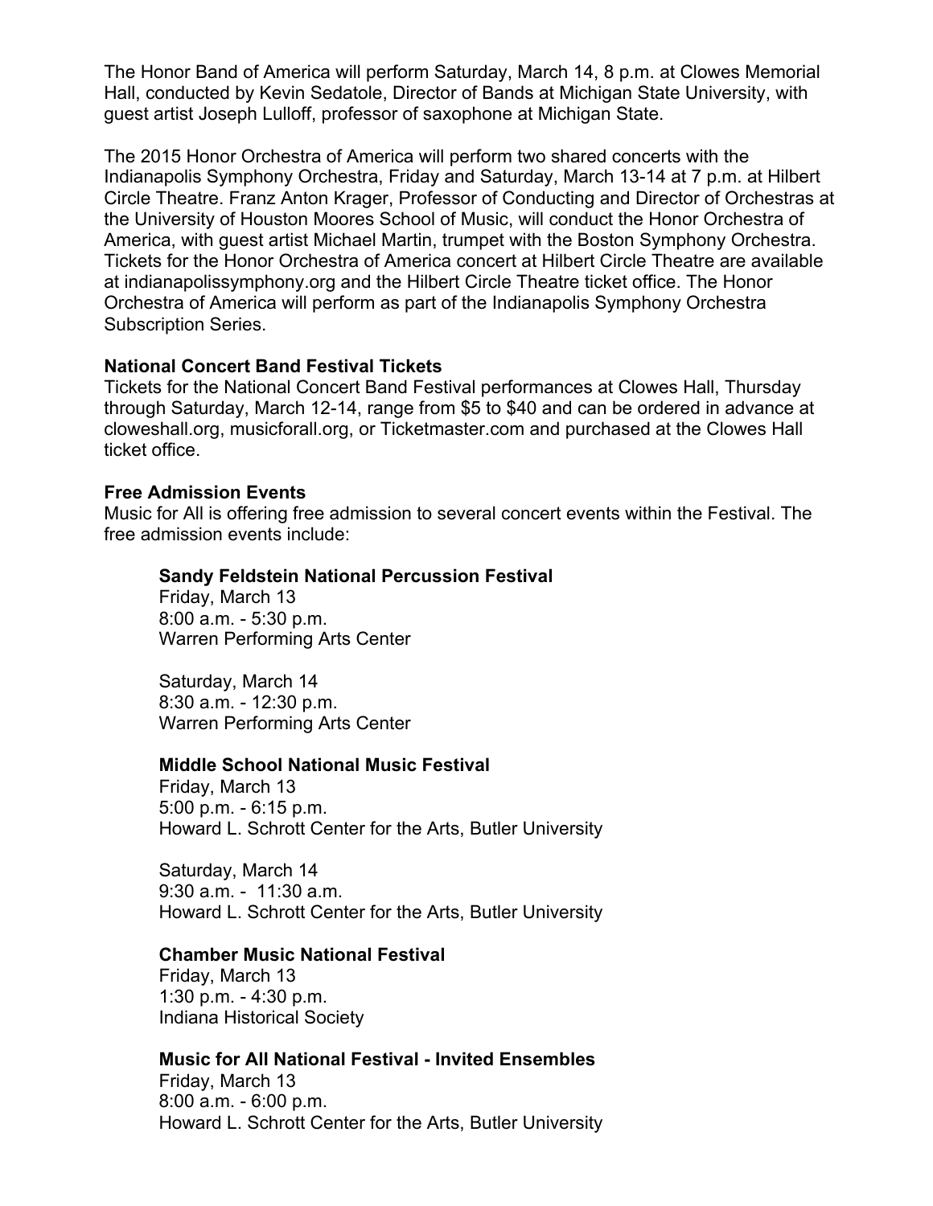The Honor Band of America will perform Saturday, March 14, 8 p.m. at Clowes Memorial Hall, conducted by Kevin Sedatole, Director of Bands at Michigan State University, with guest artist Joseph Lulloff, professor of saxophone at Michigan State.

The 2015 Honor Orchestra of America will perform two shared concerts with the Indianapolis Symphony Orchestra, Friday and Saturday, March 13-14 at 7 p.m. at Hilbert Circle Theatre. Franz Anton Krager, Professor of Conducting and Director of Orchestras at the University of Houston Moores School of Music, will conduct the Honor Orchestra of America, with guest artist Michael Martin, trumpet with the Boston Symphony Orchestra. Tickets for the Honor Orchestra of America concert at Hilbert Circle Theatre are available at indianapolissymphony.org and the Hilbert Circle Theatre ticket office. The Honor Orchestra of America will perform as part of the Indianapolis Symphony Orchestra Subscription Series.

**National Concert Band Festival Tickets**
Tickets for the National Concert Band Festival performances at Clowes Hall, Thursday through Saturday, March 12-14, range from $5 to $40 and can be ordered in advance at cloweshall.org, musicforall.org, or Ticketmaster.com and purchased at the Clowes Hall ticket office.

**Free Admission Events**
Music for All is offering free admission to several concert events within the Festival. The free admission events include:

**Sandy Feldstein National Percussion Festival**
Friday, March 13
8:00 a.m. - 5:30 p.m.
Warren Performing Arts Center

Saturday, March 14
8:30 a.m. - 12:30 p.m.
Warren Performing Arts Center

**Middle School National Music Festival**
Friday, March 13
5:00 p.m. - 6:15 p.m.
Howard L. Schrott Center for the Arts, Butler University

Saturday, March 14
9:30 a.m. - 11:30 a.m.
Howard L. Schrott Center for the Arts, Butler University

**Chamber Music National Festival**
Friday, March 13
1:30 p.m. - 4:30 p.m.
Indiana Historical Society

**Music for All National Festival - Invited Ensembles**
Friday, March 13
8:00 a.m. - 6:00 p.m.
Howard L. Schrott Center for the Arts, Butler University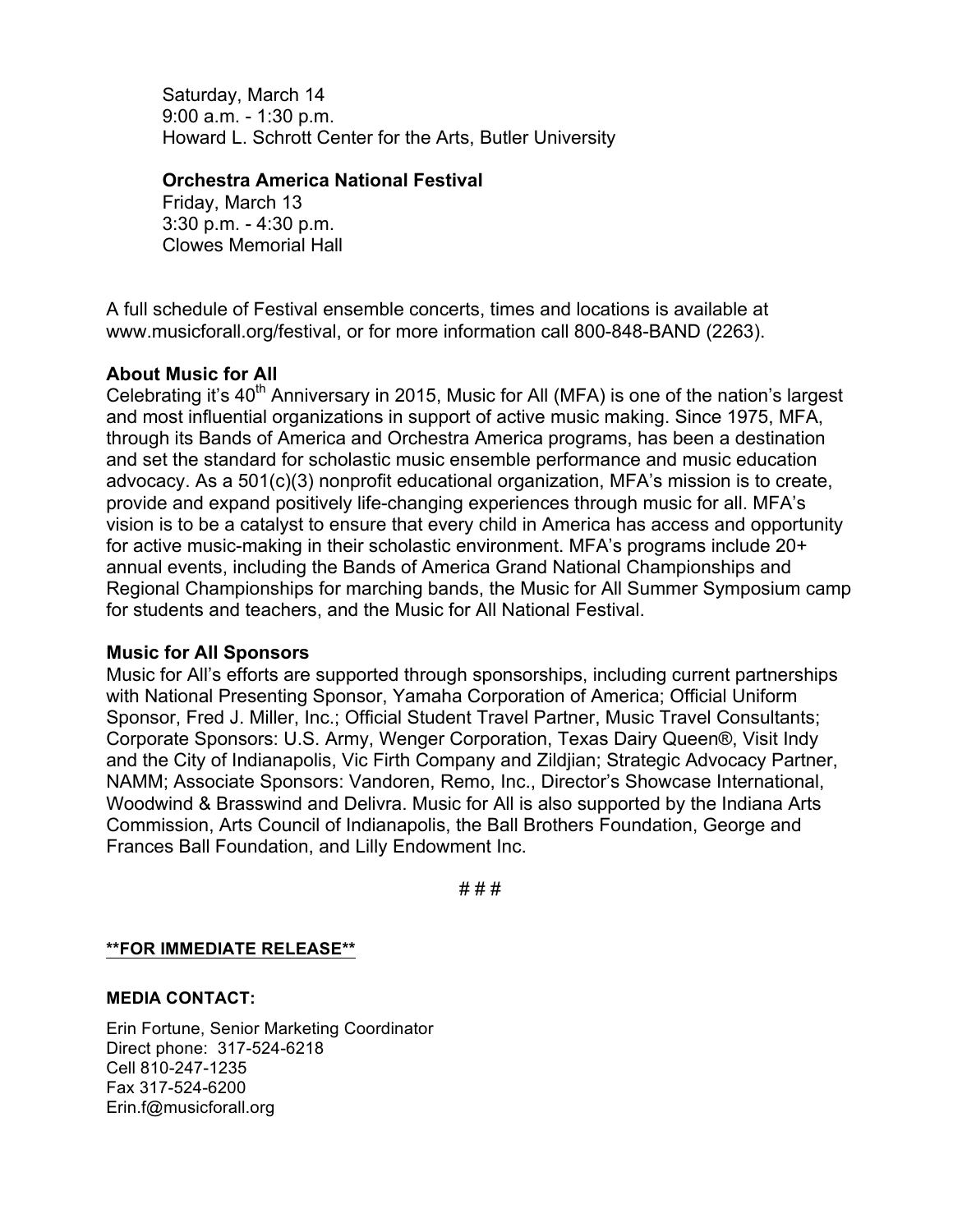Saturday, March 14
9:00 a.m. - 1:30 p.m.
Howard L. Schrott Center for the Arts, Butler University

**Orchestra America National Festival**
Friday, March 13
3:30 p.m. - 4:30 p.m.
Clowes Memorial Hall

A full schedule of Festival ensemble concerts, times and locations is available at www.musicforall.org/festival, or for more information call 800-848-BAND (2263).

**About Music for All**

Celebrating it's 40th Anniversary in 2015, Music for All (MFA) is one of the nation's largest and most influential organizations in support of active music making. Since 1975, MFA, through its Bands of America and Orchestra America programs, has been a destination and set the standard for scholastic music ensemble performance and music education advocacy. As a 501(c)(3) nonprofit educational organization, MFA's mission is to create, provide and expand positively life-changing experiences through music for all. MFA's vision is to be a catalyst to ensure that every child in America has access and opportunity for active music-making in their scholastic environment. MFA's programs include 20+ annual events, including the Bands of America Grand National Championships and Regional Championships for marching bands, the Music for All Summer Symposium camp for students and teachers, and the Music for All National Festival.

**Music for All Sponsors**

Music for All's efforts are supported through sponsorships, including current partnerships with National Presenting Sponsor, Yamaha Corporation of America; Official Uniform Sponsor, Fred J. Miller, Inc.; Official Student Travel Partner, Music Travel Consultants; Corporate Sponsors: U.S. Army, Wenger Corporation, Texas Dairy Queen®, Visit Indy and the City of Indianapolis, Vic Firth Company and Zildjian; Strategic Advocacy Partner, NAMM; Associate Sponsors: Vandoren, Remo, Inc., Director's Showcase International, Woodwind & Brasswind and Delivra. Music for All is also supported by the Indiana Arts Commission, Arts Council of Indianapolis, the Ball Brothers Foundation, George and Frances Ball Foundation, and Lilly Endowment Inc.

# # #

**\*\*FOR IMMEDIATE RELEASE\*\***

**MEDIA CONTACT:**

Erin Fortune, Senior Marketing Coordinator
Direct phone: 317-524-6218
Cell 810-247-1235
Fax 317-524-6200
Erin.f@musicforall.org